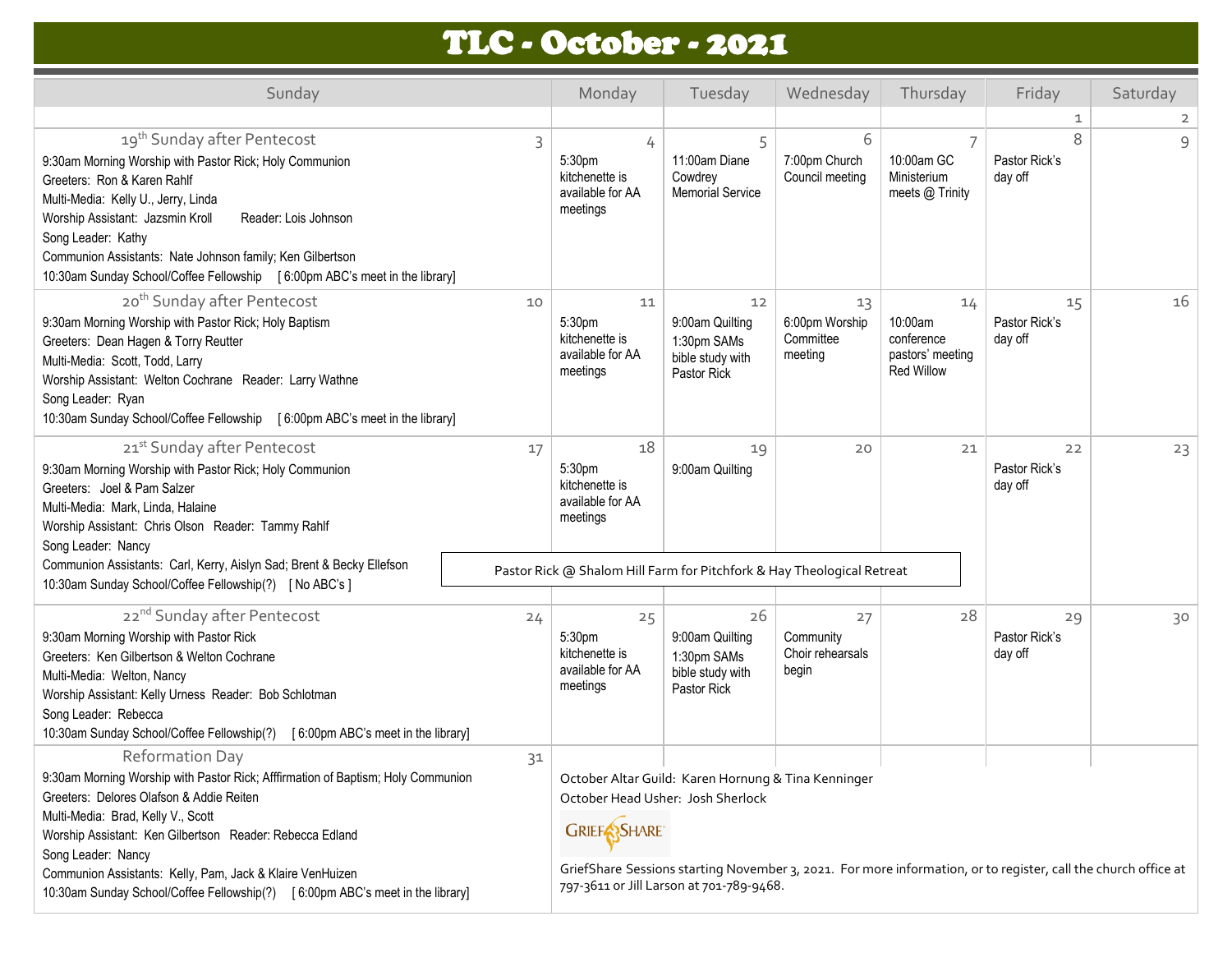# TLC - October - 2021

| Sunday | Monday | Tuesday | Wednesday | Thursday | Friday | Saturday |
|---|---|---|---|---|---|---|
| | | | | | 1 | 2 |
| **3** 19th Sunday after Pentecost<br>9:30am Morning Worship with Pastor Rick; Holy Communion<br>Greeters: Ron & Karen Rahlf<br>Multi-Media: Kelly U., Jerry, Linda<br>Worship Assistant: Jazsmin Kroll Reader: Lois Johnson<br>Song Leader: Kathy<br>Communion Assistants: Nate Johnson family; Ken Gilbertson<br>10:30am Sunday School/Coffee Fellowship [ 6:00pm ABC's meet in the library] | **4** 5:30pm kitchenette is available for AA meetings | **5** 11:00am Diane Cowdrey Memorial Service | **6** 7:00pm Church Council meeting | **7** 10:00am GC Ministerium meets @ Trinity | **8** Pastor Rick's day off | **9** |
| **10** 20th Sunday after Pentecost<br>9:30am Morning Worship with Pastor Rick; Holy Baptism<br>Greeters: Dean Hagen & Torry Reutter<br>Multi-Media: Scott, Todd, Larry<br>Worship Assistant: Welton Cochrane Reader: Larry Wathne<br>Song Leader: Ryan<br>10:30am Sunday School/Coffee Fellowship [ 6:00pm ABC's meet in the library] | **11** 5:30pm kitchenette is available for AA meetings | **12** 9:00am Quilting<br>1:30pm SAMs bible study with Pastor Rick | **13** 6:00pm Worship Committee meeting | **14** 10:00am conference pastors' meeting Red Willow | **15** Pastor Rick's day off | **16** |
| **17** 21st Sunday after Pentecost<br>9:30am Morning Worship with Pastor Rick; Holy Communion<br>Greeters: Joel & Pam Salzer<br>Multi-Media: Mark, Linda, Halaine<br>Worship Assistant: Chris Olson Reader: Tammy Rahlf<br>Song Leader: Nancy<br>Communion Assistants: Carl, Kerry, Aislyn Sad; Brent & Becky Ellefson<br>10:30am Sunday School/Coffee Fellowship(?) [ No ABC's ] | **18** 5:30pm kitchenette is available for AA meetings<br>Pastor Rick @ Shalom Hill Farm for Pitchfork & Hay Theological Retreat | **19** 9:00am Quilting | **20** | **21** | **22** Pastor Rick's day off | **23** |
| **24** 22nd Sunday after Pentecost<br>9:30am Morning Worship with Pastor Rick<br>Greeters: Ken Gilbertson & Welton Cochrane<br>Multi-Media: Welton, Nancy<br>Worship Assistant: Kelly Urness Reader: Bob Schlotman<br>Song Leader: Rebecca<br>10:30am Sunday School/Coffee Fellowship(?) [ 6:00pm ABC's meet in the library] | **25** 5:30pm kitchenette is available for AA meetings | **26** 9:00am Quilting<br>1:30pm SAMs bible study with Pastor Rick | **27** Community Choir rehearsals begin | **28** | **29** Pastor Rick's day off | **30** |
| **31** Reformation Day<br>9:30am Morning Worship with Pastor Rick; Afffirmation of Baptism; Holy Communion<br>Greeters: Delores Olafson & Addie Reiten<br>Multi-Media: Brad, Kelly V., Scott<br>Worship Assistant: Ken Gilbertson Reader: Rebecca Edland<br>Song Leader: Nancy<br>Communion Assistants: Kelly, Pam, Jack & Klaire VenHuizen<br>10:30am Sunday School/Coffee Fellowship(?) [ 6:00pm ABC's meet in the library] | | | | | | |

October Altar Guild: Karen Hornung & Tina Kenninger

October Head Usher: Josh Sherlock

GRIEFSHARE

GriefShare Sessions starting November 3, 2021. For more information, or to register, call the church office at 797-3611 or Jill Larson at 701-789-9468.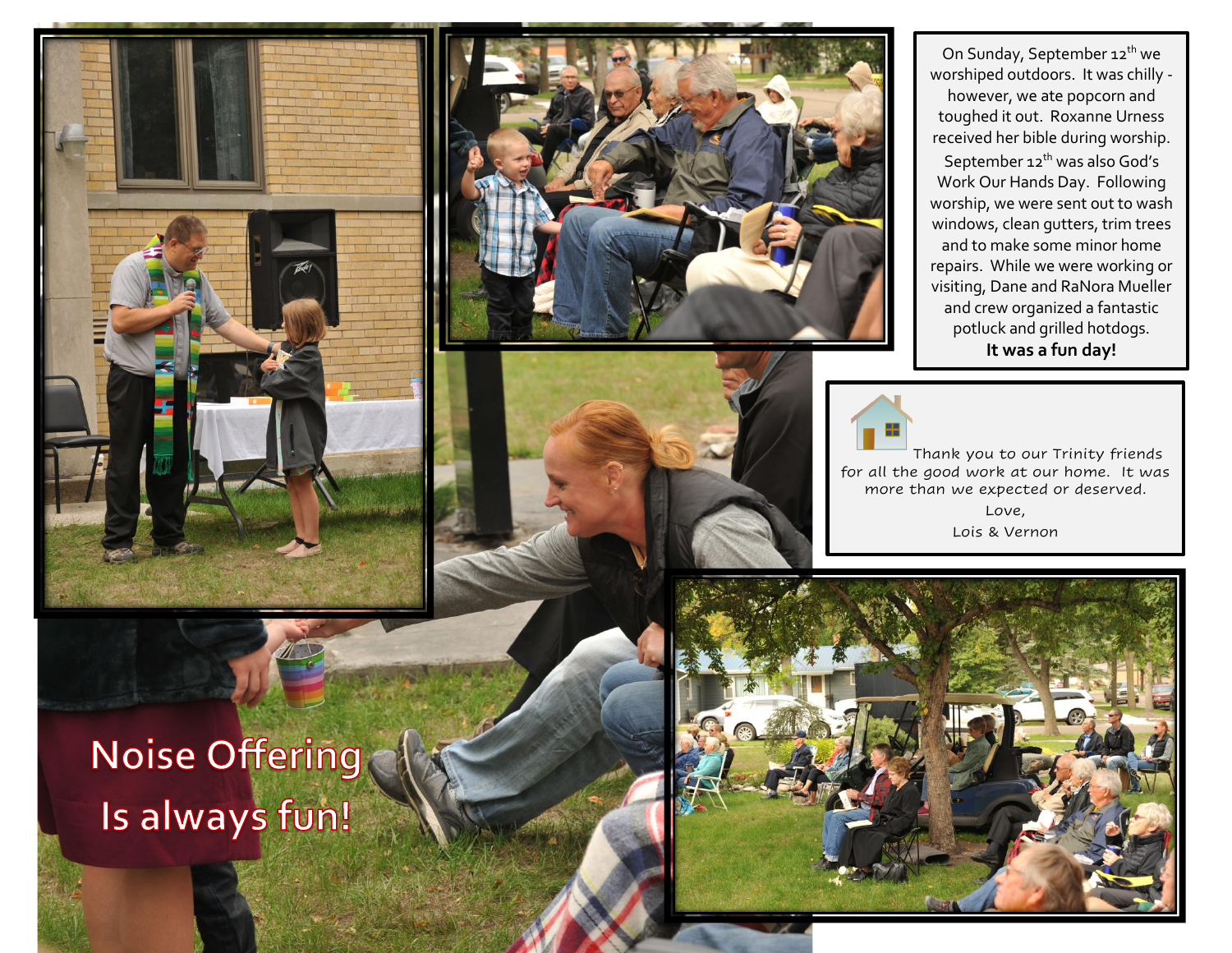On Sunday, September 12th we worshiped outdoors. It was chilly - however, we ate popcorn and toughed it out. Roxanne Urness received her bible during worship. September 12th was also God's Work Our Hands Day. Following worship, we were sent out to wash windows, clean gutters, trim trees and to make some minor home repairs. While we were working or visiting, Dane and RaNora Mueller and crew organized a fantastic potluck and grilled hotdogs.

**It was a fun day!**

Thank you to our Trinity friends for all the good work at our home. It was more than we expected or deserved.

Love,

Lois & Vernon

Noise Offering

Is always fun!